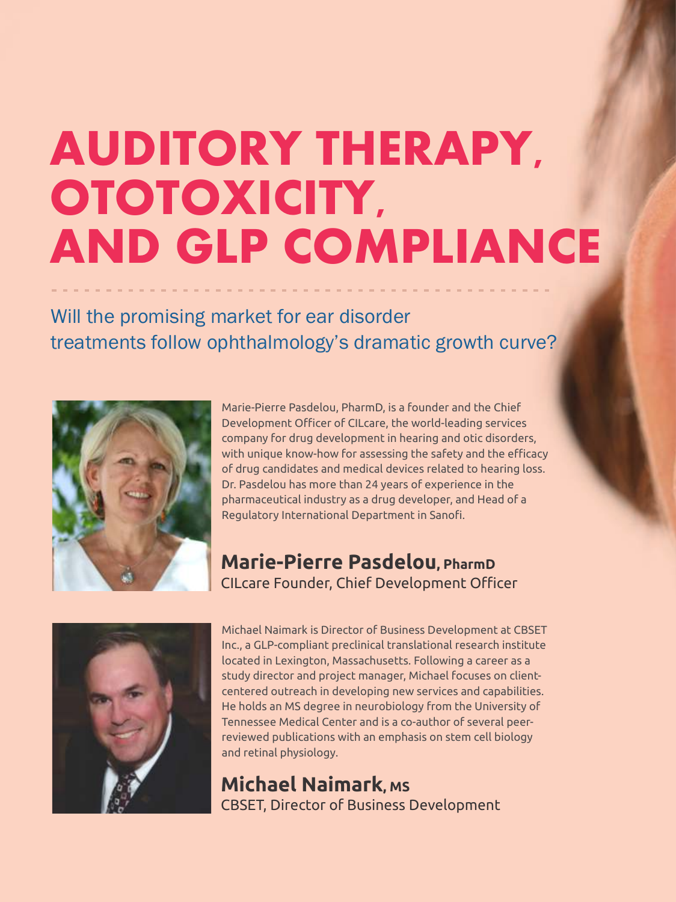# AUDITORY THERAPY, OTOTOXICITY, AND GLP COMPLIANCE

## Will the promising market for ear disorder treatments follow ophthalmology's dramatic growth curve?

Marie-Pierre Pasdelou, PharmD, is a founder and the Chief Development Officer of CILcare, the world-leading services company for drug development in hearing and otic disorders, with unique know-how for assessing the safety and the efficacy of drug candidates and medical devices related to hearing loss. Dr. Pasdelou has more than 24 years of experience in the pharmaceutical industry as a drug developer, and Head of a Regulatory International Department in Sanofi.

**Marie-Pierre Pasdelou, PharmD**
CILcare Founder, Chief Development Officer

Michael Naimark is Director of Business Development at CBSET Inc., a GLP-compliant preclinical translational research institute located in Lexington, Massachusetts. Following a career as a study director and project manager, Michael focuses on client-centered outreach in developing new services and capabilities. He holds an MS degree in neurobiology from the University of Tennessee Medical Center and is a co-author of several peer-reviewed publications with an emphasis on stem cell biology and retinal physiology.

**Michael Naimark, MS**
CBSET, Director of Business Development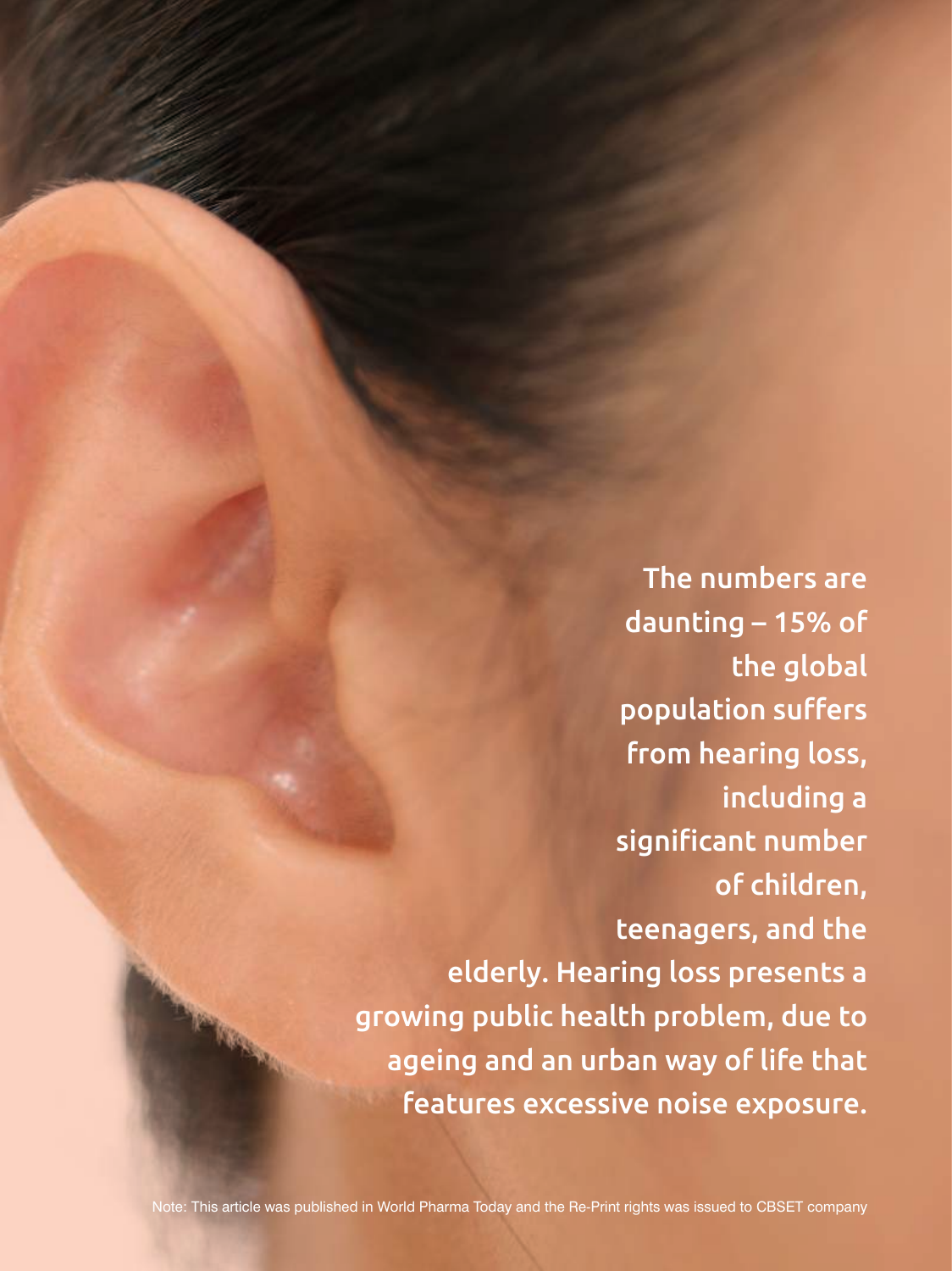The numbers are daunting – 15% of the global population suffers from hearing loss, including a significant number of children, teenagers, and the elderly. Hearing loss presents a growing public health problem, due to ageing and an urban way of life that features excessive noise exposure.

Note: This article was published in World Pharma Today and the Re-Print rights was issued to CBSET company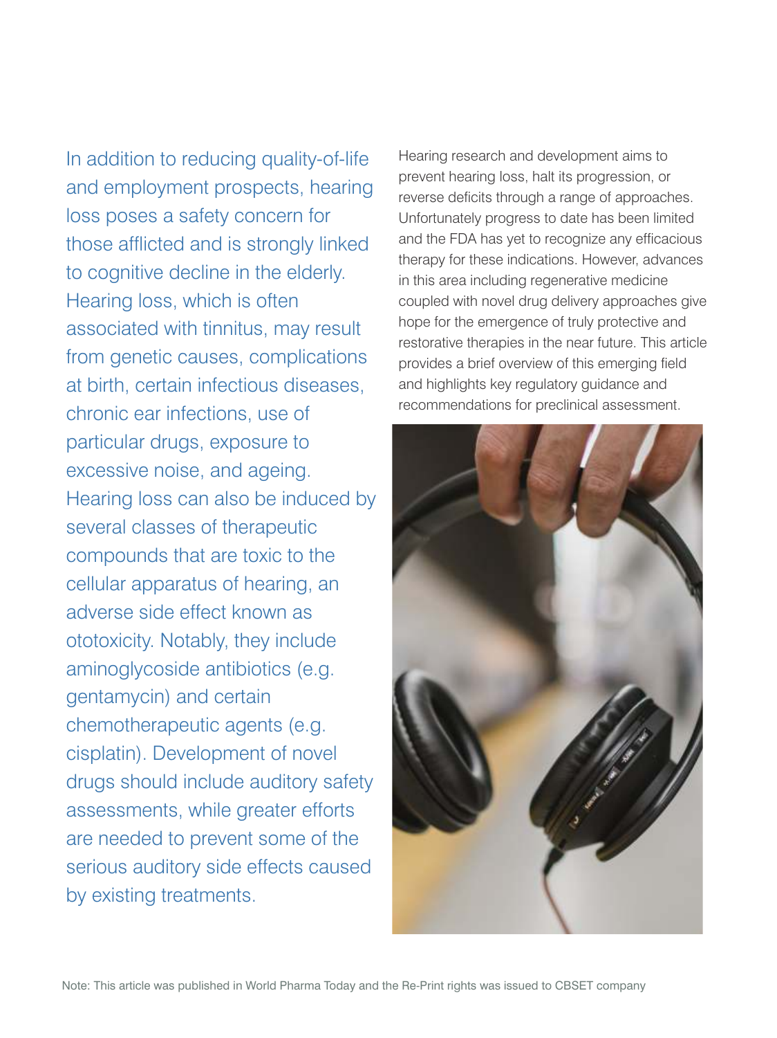In addition to reducing quality-of-life and employment prospects, hearing loss poses a safety concern for those afflicted and is strongly linked to cognitive decline in the elderly. Hearing loss, which is often associated with tinnitus, may result from genetic causes, complications at birth, certain infectious diseases, chronic ear infections, use of particular drugs, exposure to excessive noise, and ageing. Hearing loss can also be induced by several classes of therapeutic compounds that are toxic to the cellular apparatus of hearing, an adverse side effect known as ototoxicity. Notably, they include aminoglycoside antibiotics (e.g. gentamycin) and certain chemotherapeutic agents (e.g. cisplatin). Development of novel drugs should include auditory safety assessments, while greater efforts are needed to prevent some of the serious auditory side effects caused by existing treatments.

Hearing research and development aims to prevent hearing loss, halt its progression, or reverse deficits through a range of approaches. Unfortunately progress to date has been limited and the FDA has yet to recognize any efficacious therapy for these indications. However, advances in this area including regenerative medicine coupled with novel drug delivery approaches give hope for the emergence of truly protective and restorative therapies in the near future. This article provides a brief overview of this emerging field and highlights key regulatory guidance and recommendations for preclinical assessment.

Note: This article was published in World Pharma Today and the Re-Print rights was issued to CBSET company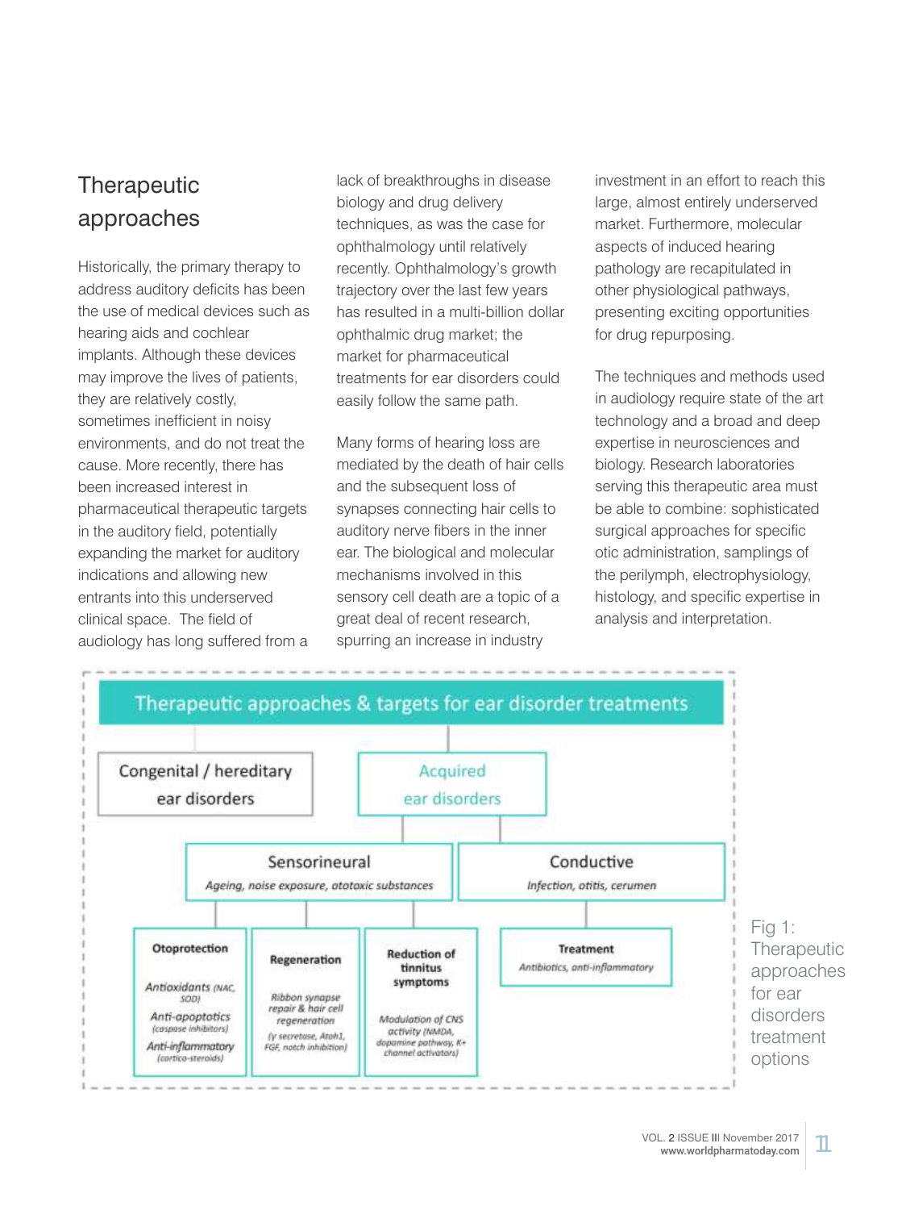## Therapeutic approaches

Historically, the primary therapy to address auditory deficits has been the use of medical devices such as hearing aids and cochlear implants. Although these devices may improve the lives of patients, they are relatively costly, sometimes inefficient in noisy environments, and do not treat the cause. More recently, there has been increased interest in pharmaceutical therapeutic targets in the auditory field, potentially expanding the market for auditory indications and allowing new entrants into this underserved clinical space. The field of audiology has long suffered from a lack of breakthroughs in disease biology and drug delivery techniques, as was the case for ophthalmology until relatively recently. Ophthalmology's growth trajectory over the last few years has resulted in a multi-billion dollar ophthalmic drug market; the market for pharmaceutical treatments for ear disorders could easily follow the same path.

Many forms of hearing loss are mediated by the death of hair cells and the subsequent loss of synapses connecting hair cells to auditory nerve fibers in the inner ear. The biological and molecular mechanisms involved in this sensory cell death are a topic of a great deal of recent research, spurring an increase in industry investment in an effort to reach this large, almost entirely underserved market. Furthermore, molecular aspects of induced hearing pathology are recapitulated in other physiological pathways, presenting exciting opportunities for drug repurposing.

The techniques and methods used in audiology require state of the art technology and a broad and deep expertise in neurosciences and biology. Research laboratories serving this therapeutic area must be able to combine: sophisticated surgical approaches for specific otic administration, samplings of the perilymph, electrophysiology, histology, and specific expertise in analysis and interpretation.

**Therapeutic approaches & targets for ear disorder treatments**

- Congenital / hereditary ear disorders
- Acquired ear disorders
  - Sensorineural — *Ageing, noise exposure, ototoxic substances*
    - **Otoprotection**: *Antioxidants (NAC, SOD)*; *Anti-apoptotics (caspase inhibitors)*; *Anti-inflammatory (cortico-steroids)*
    - **Regeneration**: *Ribbon synapse repair & hair cell regeneration (γ secretase, Atoh1, FGF, notch inhibition)*
    - **Reduction of tinnitus symptoms**: *Modulation of CNS activity (NMDA, dopamine pathway, K+ channel activators)*
  - Conductive — *Infection, otitis, cerumen*
    - **Treatment**: *Antibiotics, anti-inflammatory*

Fig 1: Therapeutic approaches for ear disorders treatment options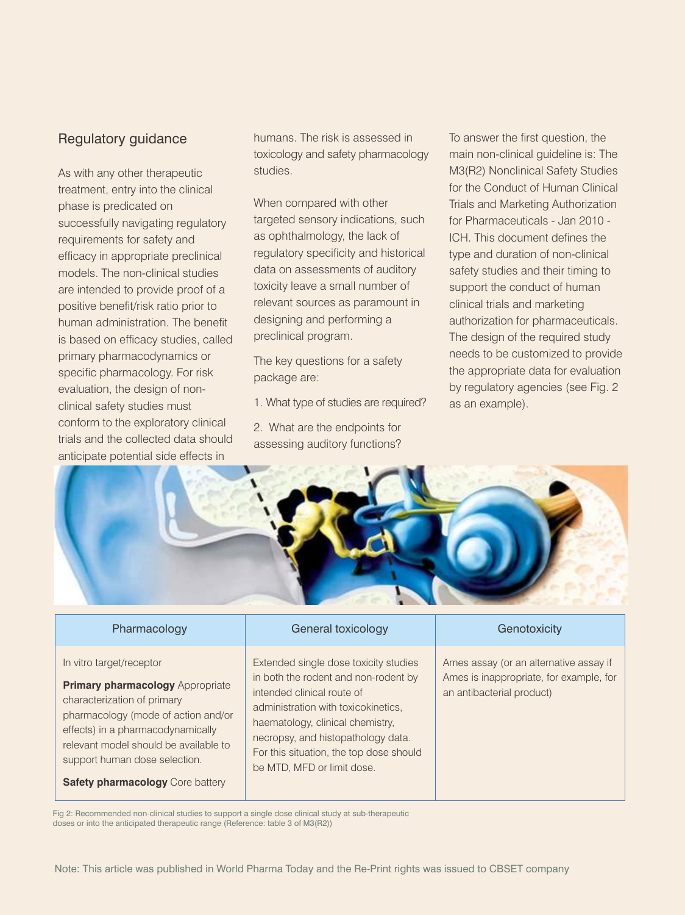## Regulatory guidance

As with any other therapeutic treatment, entry into the clinical phase is predicated on successfully navigating regulatory requirements for safety and efficacy in appropriate preclinical models. The non-clinical studies are intended to provide proof of a positive benefit/risk ratio prior to human administration. The benefit is based on efficacy studies, called primary pharmacodynamics or specific pharmacology. For risk evaluation, the design of non-clinical safety studies must conform to the exploratory clinical trials and the collected data should anticipate potential side effects in humans. The risk is assessed in toxicology and safety pharmacology studies.

When compared with other targeted sensory indications, such as ophthalmology, the lack of regulatory specificity and historical data on assessments of auditory toxicity leave a small number of relevant sources as paramount in designing and performing a preclinical program.

The key questions for a safety package are:

1. What type of studies are required?
2. What are the endpoints for assessing auditory functions?

To answer the first question, the main non-clinical guideline is: The M3(R2) Nonclinical Safety Studies for the Conduct of Human Clinical Trials and Marketing Authorization for Pharmaceuticals - Jan 2010 - ICH. This document defines the type and duration of non-clinical safety studies and their timing to support the conduct of human clinical trials and marketing authorization for pharmaceuticals. The design of the required study needs to be customized to provide the appropriate data for evaluation by regulatory agencies (see Fig. 2 as an example).

| Pharmacology | General toxicology | Genotoxicity |
| --- | --- | --- |
| In vitro target/receptor<br><br>**Primary pharmacology** Appropriate characterization of primary pharmacology (mode of action and/or effects) in a pharmacodynamically relevant model should be available to support human dose selection.<br><br>**Safety pharmacology** Core battery | Extended single dose toxicity studies in both the rodent and non-rodent by intended clinical route of administration with toxicokinetics, haematology, clinical chemistry, necropsy, and histopathology data. For this situation, the top dose should be MTD, MFD or limit dose. | Ames assay (or an alternative assay if Ames is inappropriate, for example, for an antibacterial product) |

Fig 2: Recommended non-clinical studies to support a single dose clinical study at sub-therapeutic doses or into the anticipated therapeutic range (Reference: table 3 of M3(R2))

Note: This article was published in World Pharma Today and the Re-Print rights was issued to CBSET company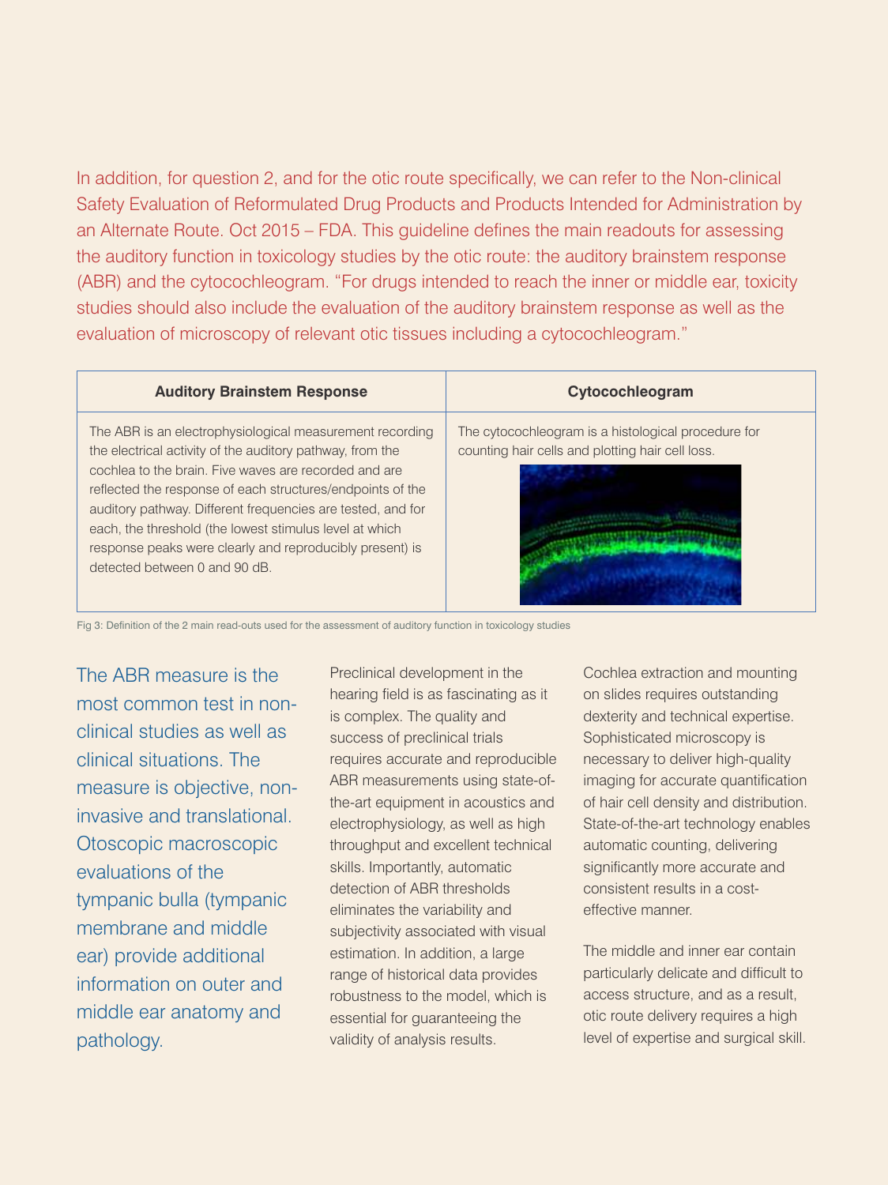In addition, for question 2, and for the otic route specifically, we can refer to the Non-clinical Safety Evaluation of Reformulated Drug Products and Products Intended for Administration by an Alternate Route. Oct 2015 – FDA. This guideline defines the main readouts for assessing the auditory function in toxicology studies by the otic route: the auditory brainstem response (ABR) and the cytocochleogram. "For drugs intended to reach the inner or middle ear, toxicity studies should also include the evaluation of the auditory brainstem response as well as the evaluation of microscopy of relevant otic tissues including a cytocochleogram."

| Auditory Brainstem Response | Cytocochleogram |
|---|---|
| The ABR is an electrophysiological measurement recording the electrical activity of the auditory pathway, from the cochlea to the brain. Five waves are recorded and are reflected the response of each structures/endpoints of the auditory pathway. Different frequencies are tested, and for each, the threshold (the lowest stimulus level at which response peaks were clearly and reproducibly present) is detected between 0 and 90 dB. | The cytocochleogram is a histological procedure for counting hair cells and plotting hair cell loss. |

Fig 3: Definition of the 2 main read-outs used for the assessment of auditory function in toxicology studies

The ABR measure is the most common test in non-clinical studies as well as clinical situations. The measure is objective, non-invasive and translational. Otoscopic macroscopic evaluations of the tympanic bulla (tympanic membrane and middle ear) provide additional information on outer and middle ear anatomy and pathology.

Preclinical development in the hearing field is as fascinating as it is complex. The quality and success of preclinical trials requires accurate and reproducible ABR measurements using state-of-the-art equipment in acoustics and electrophysiology, as well as high throughput and excellent technical skills. Importantly, automatic detection of ABR thresholds eliminates the variability and subjectivity associated with visual estimation. In addition, a large range of historical data provides robustness to the model, which is essential for guaranteeing the validity of analysis results.

Cochlea extraction and mounting on slides requires outstanding dexterity and technical expertise. Sophisticated microscopy is necessary to deliver high-quality imaging for accurate quantification of hair cell density and distribution. State-of-the-art technology enables automatic counting, delivering significantly more accurate and consistent results in a cost-effective manner.

The middle and inner ear contain particularly delicate and difficult to access structure, and as a result, otic route delivery requires a high level of expertise and surgical skill.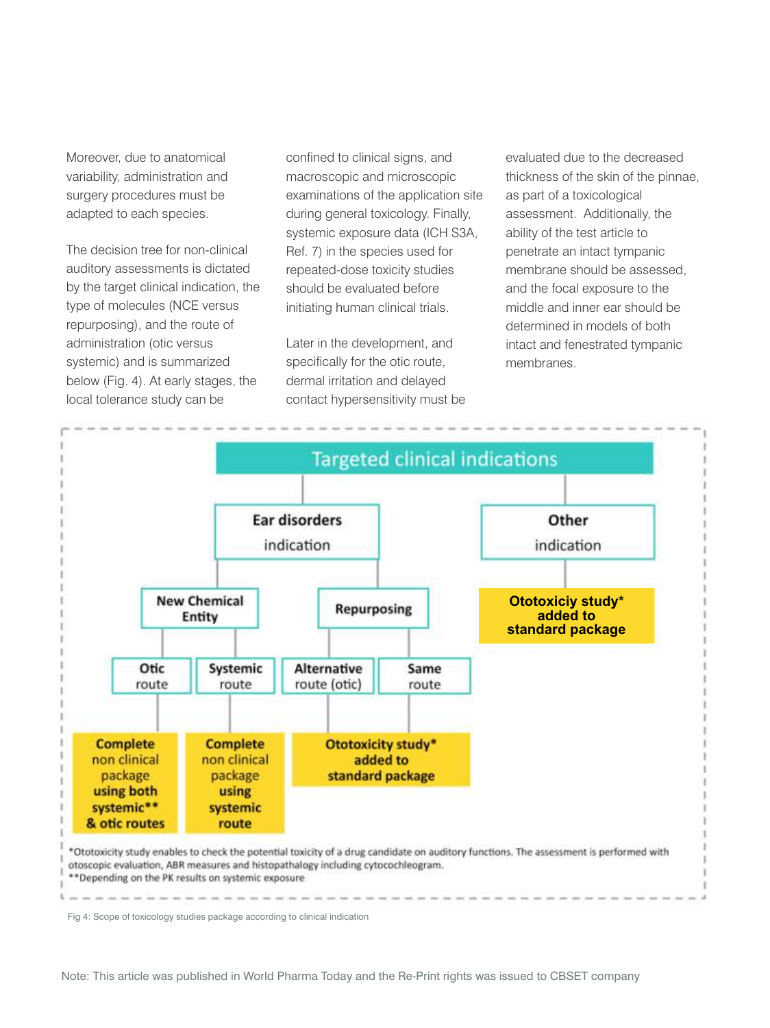Moreover, due to anatomical variability, administration and surgery procedures must be adapted to each species.

The decision tree for non-clinical auditory assessments is dictated by the target clinical indication, the type of molecules (NCE versus repurposing), and the route of administration (otic versus systemic) and is summarized below (Fig. 4). At early stages, the local tolerance study can be confined to clinical signs, and macroscopic and microscopic examinations of the application site during general toxicology. Finally, systemic exposure data (ICH S3A, Ref. 7) in the species used for repeated-dose toxicity studies should be evaluated before initiating human clinical trials.

Later in the development, and specifically for the otic route, dermal irritation and delayed contact hypersensitivity must be evaluated due to the decreased thickness of the skin of the pinnae, as part of a toxicological assessment. Additionally, the ability of the test article to penetrate an intact tympanic membrane should be assessed, and the focal exposure to the middle and inner ear should be determined in models of both intact and fenestrated tympanic membranes.

**Targeted clinical indications**

- **Ear disorders indication**
  - **New Chemical Entity**
    - **Otic route** → **Complete non clinical package using both systemic** & otic routes**
    - **Systemic route** → **Complete non clinical package using systemic route**
  - **Repurposing**
    - **Alternative route (otic)** → **Ototoxicity study* added to standard package**
    - **Same route** → **Ototoxicity study* added to standard package**
- **Other indication** → **Ototoxiciy study* added to standard package**

*Ototoxicity study enables to check the potential toxicity of a drug candidate on auditory functions. The assessment is performed with otoscopic evaluation, ABR measures and histopathalogy including cytocochleogram.

**Depending on the PK results on systemic exposure

Fig 4: Scope of toxicology studies package according to clinical indication

Note: This article was published in World Pharma Today and the Re-Print rights was issued to CBSET company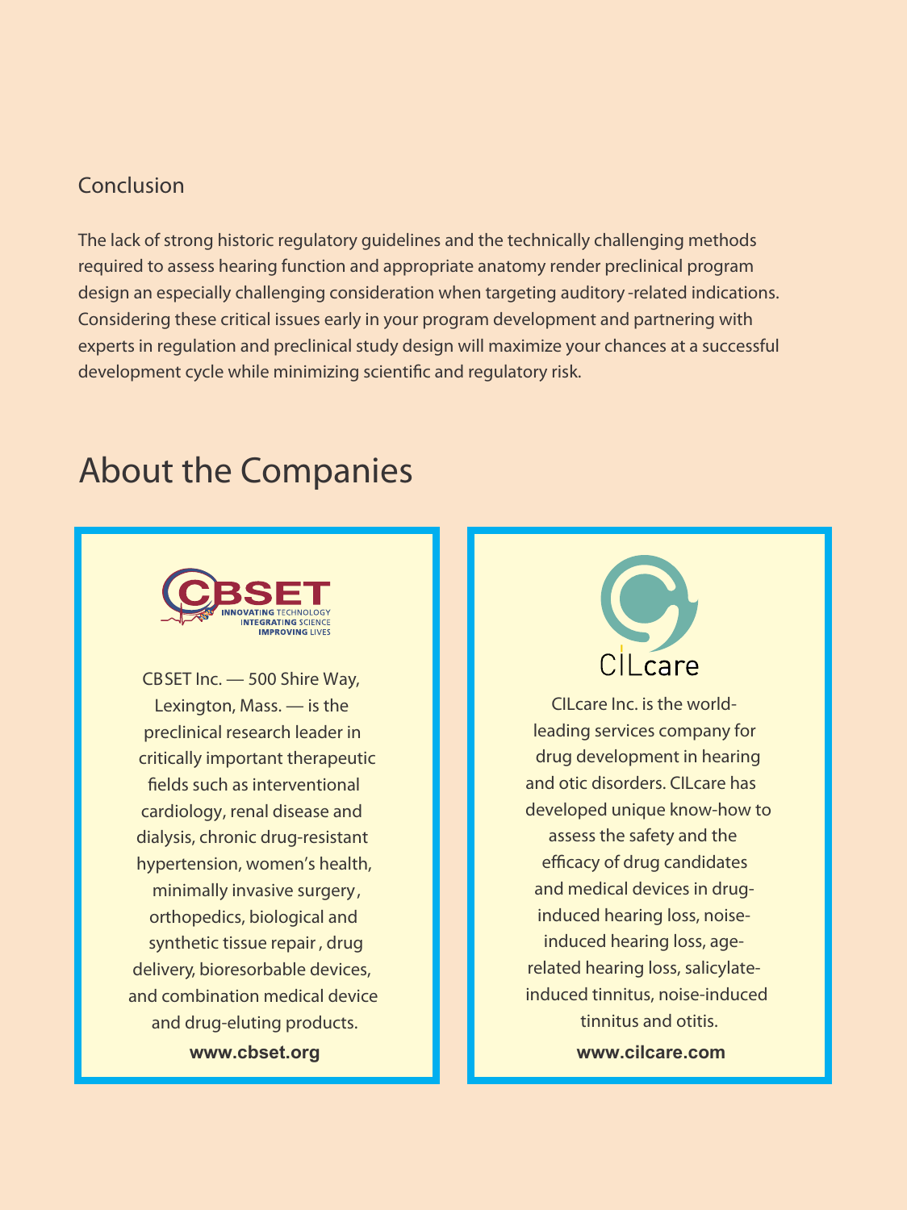## Conclusion

The lack of strong historic regulatory guidelines and the technically challenging methods required to assess hearing function and appropriate anatomy render preclinical program design an especially challenging consideration when targeting auditory-related indications. Considering these critical issues early in your program development and partnering with experts in regulation and preclinical study design will maximize your chances at a successful development cycle while minimizing scientific and regulatory risk.

# About the Companies

CBSET

INNOVATING TECHNOLOGY
INTEGRATING SCIENCE
IMPROVING LIVES

CBSET Inc. — 500 Shire Way, Lexington, Mass. — is the preclinical research leader in critically important therapeutic fields such as interventional cardiology, renal disease and dialysis, chronic drug-resistant hypertension, women's health, minimally invasive surgery, orthopedics, biological and synthetic tissue repair, drug delivery, bioresorbable devices, and combination medical device and drug-eluting products.

**www.cbset.org**

CILcare

CILcare Inc. is the world-leading services company for drug development in hearing and otic disorders. CILcare has developed unique know-how to assess the safety and the efficacy of drug candidates and medical devices in drug-induced hearing loss, noise-induced hearing loss, age-related hearing loss, salicylate-induced tinnitus, noise-induced tinnitus and otitis.

**www.cilcare.com**